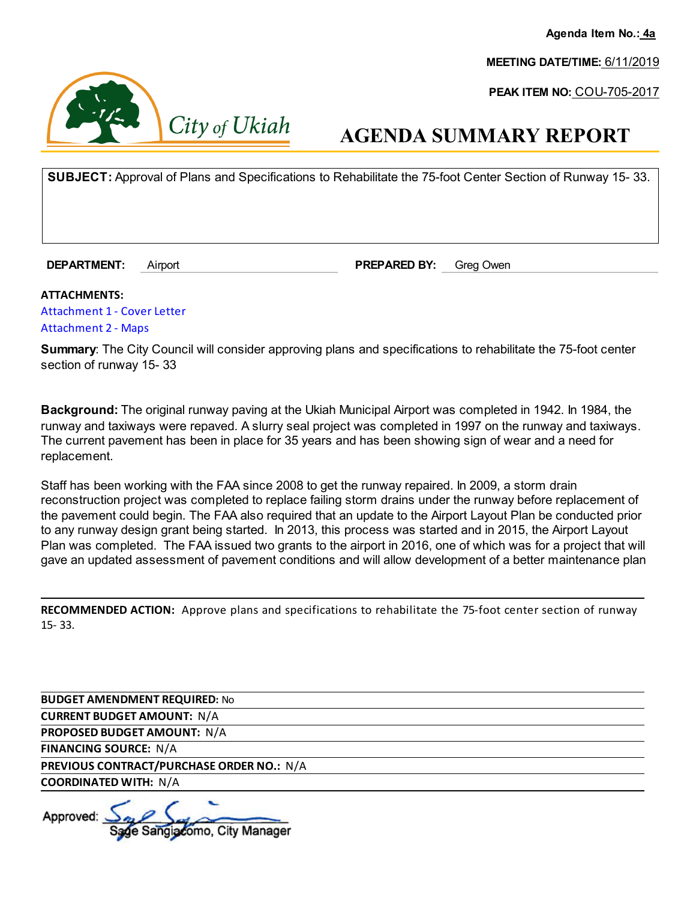Agenda Item No.: 4a

MEETING DATE/TIME: 6/11/2019

PEAK ITEM NO: COU-705-2017

City of Ukiah

# AGENDA SUMMARY REPORT

**SUBJECT:** Approval of Plans and Specifications to Rehabilitate the 75-foot Center Section of Runway 15- 33.

**DEPARTMENT:** Airport **PREPARED BY:** Greg Owen

**ATTACHMENTS:**
Attachment 1 - Cover Letter
Attachment 2 - Maps

**Summary**: The City Council will consider approving plans and specifications to rehabilitate the 75-foot center section of runway 15- 33

**Background:** The original runway paving at the Ukiah Municipal Airport was completed in 1942. In 1984, the runway and taxiways were repaved. A slurry seal project was completed in 1997 on the runway and taxiways. The current pavement has been in place for 35 years and has been showing sign of wear and a need for replacement.

Staff has been working with the FAA since 2008 to get the runway repaired. In 2009, a storm drain reconstruction project was completed to replace failing storm drains under the runway before replacement of the pavement could begin. The FAA also required that an update to the Airport Layout Plan be conducted prior to any runway design grant being started. In 2013, this process was started and in 2015, the Airport Layout Plan was completed. The FAA issued two grants to the airport in 2016, one of which was for a project that will gave an updated assessment of pavement conditions and will allow development of a better maintenance plan

**RECOMMENDED ACTION:** Approve plans and specifications to rehabilitate the 75-foot center section of runway 15- 33.

**BUDGET AMENDMENT REQUIRED:** No
**CURRENT BUDGET AMOUNT:** N/A
**PROPOSED BUDGET AMOUNT:** N/A
**FINANCING SOURCE:** N/A
**PREVIOUS CONTRACT/PURCHASE ORDER NO.:** N/A
**COORDINATED WITH:** N/A

Approved: Sage Sangiacomo, City Manager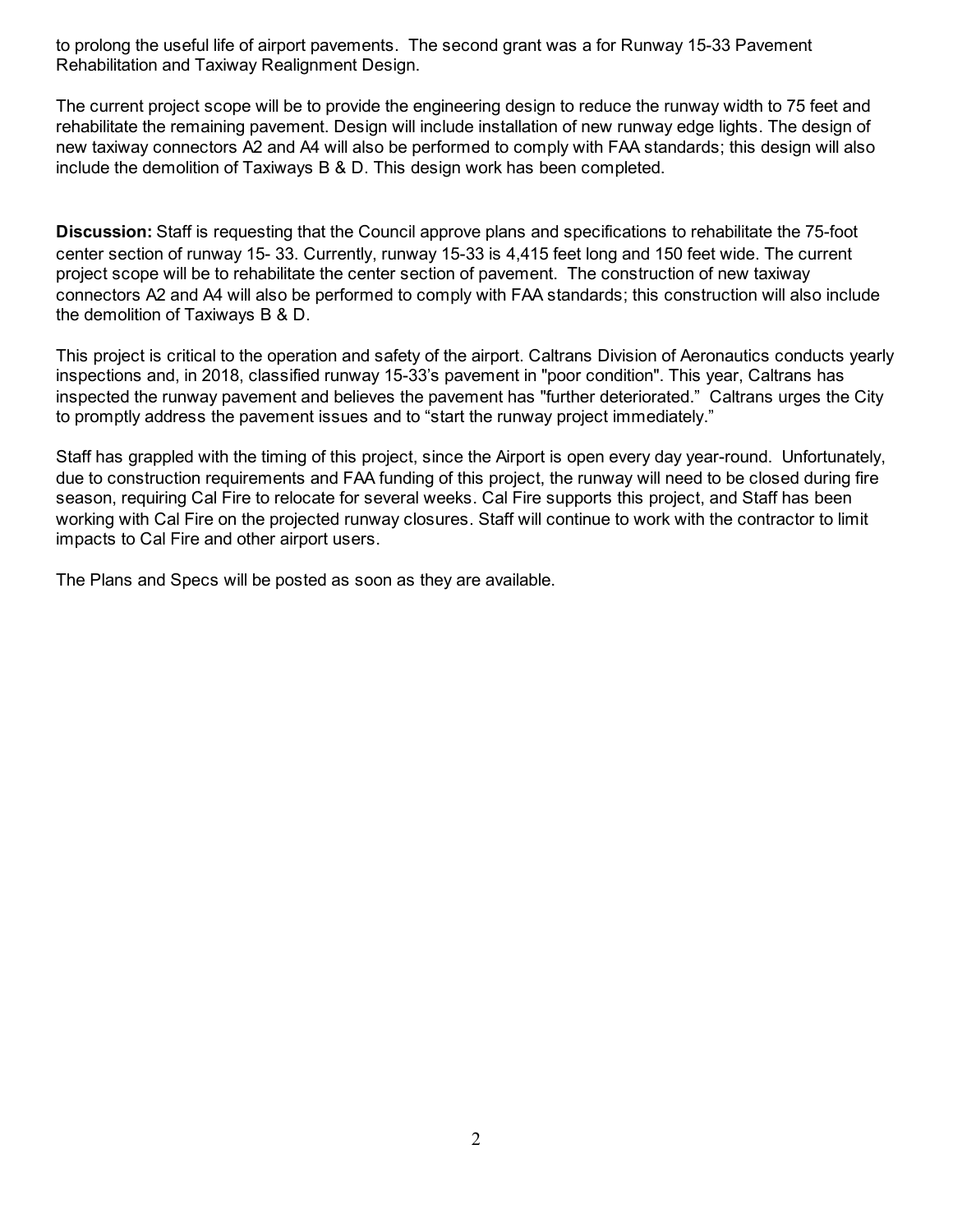to prolong the useful life of airport pavements. The second grant was a for Runway 15-33 Pavement Rehabilitation and Taxiway Realignment Design.

The current project scope will be to provide the engineering design to reduce the runway width to 75 feet and rehabilitate the remaining pavement. Design will include installation of new runway edge lights. The design of new taxiway connectors A2 and A4 will also be performed to comply with FAA standards; this design will also include the demolition of Taxiways B & D. This design work has been completed.

**Discussion:** Staff is requesting that the Council approve plans and specifications to rehabilitate the 75-foot center section of runway 15- 33. Currently, runway 15-33 is 4,415 feet long and 150 feet wide. The current project scope will be to rehabilitate the center section of pavement. The construction of new taxiway connectors A2 and A4 will also be performed to comply with FAA standards; this construction will also include the demolition of Taxiways B & D.

This project is critical to the operation and safety of the airport. Caltrans Division of Aeronautics conducts yearly inspections and, in 2018, classified runway 15-33's pavement in "poor condition". This year, Caltrans has inspected the runway pavement and believes the pavement has "further deteriorated." Caltrans urges the City to promptly address the pavement issues and to "start the runway project immediately."

Staff has grappled with the timing of this project, since the Airport is open every day year-round. Unfortunately, due to construction requirements and FAA funding of this project, the runway will need to be closed during fire season, requiring Cal Fire to relocate for several weeks. Cal Fire supports this project, and Staff has been working with Cal Fire on the projected runway closures. Staff will continue to work with the contractor to limit impacts to Cal Fire and other airport users.

The Plans and Specs will be posted as soon as they are available.